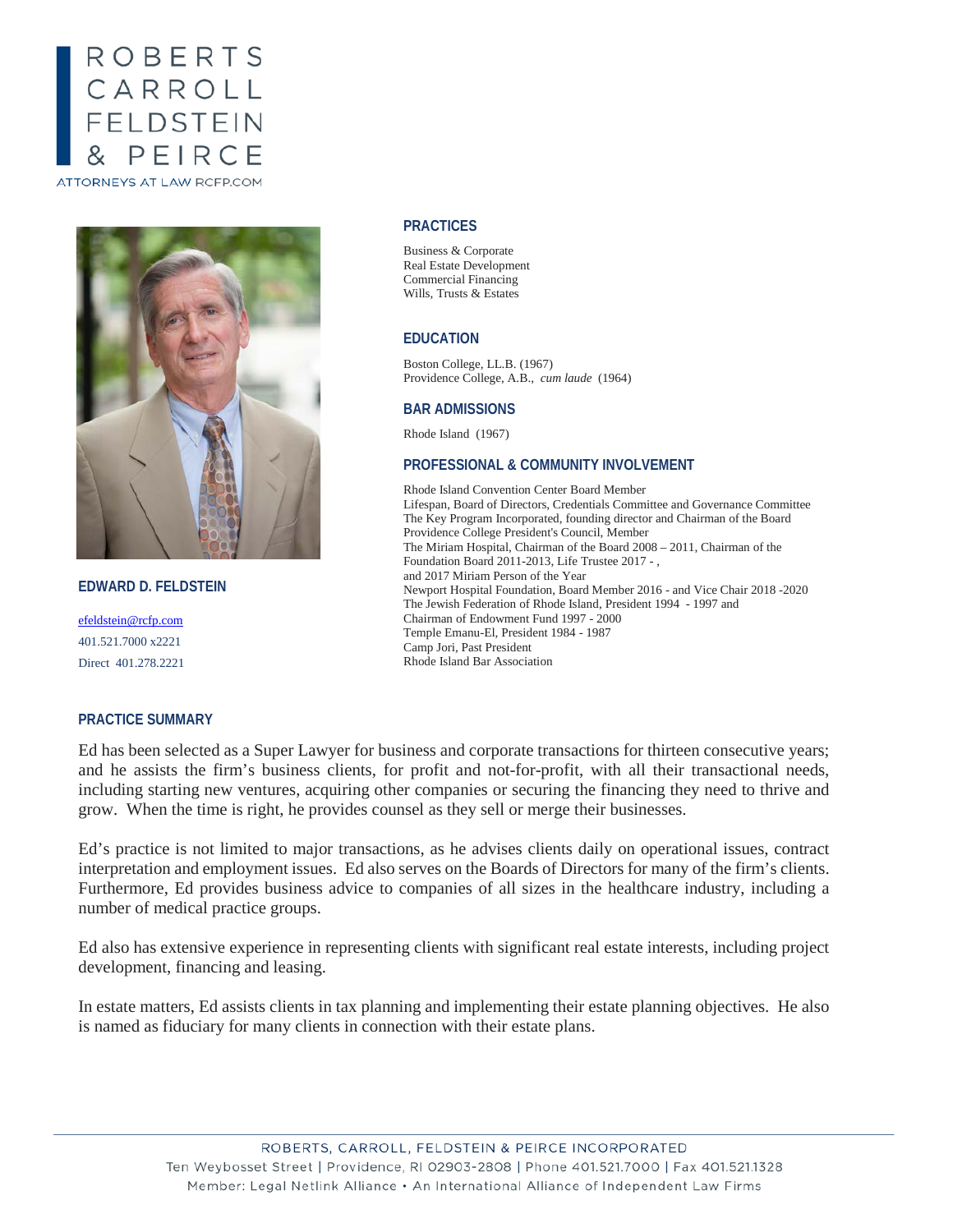# ROBERTS CARROLL FELDSTEIN & PEIRCE

ATTORNEYS AT LAW RCFP.COM

## EDWARD D. FELDSTEIN

efeldstein@rcfp.com
401.521.7000 x2221
Direct 401.278.2221

### PRACTICES

Business & Corporate
Real Estate Development
Commercial Financing
Wills, Trusts & Estates

### EDUCATION

Boston College, LL.B. (1967)
Providence College, A.B., *cum laude* (1964)

### BAR ADMISSIONS

Rhode Island (1967)

### PROFESSIONAL & COMMUNITY INVOLVEMENT

Rhode Island Convention Center Board Member
Lifespan, Board of Directors, Credentials Committee and Governance Committee
The Key Program Incorporated, founding director and Chairman of the Board
Providence College President's Council, Member
The Miriam Hospital, Chairman of the Board 2008 – 2011, Chairman of the Foundation Board 2011-2013, Life Trustee 2017 - , and 2017 Miriam Person of the Year
Newport Hospital Foundation, Board Member 2016 - and Vice Chair 2018 -2020
The Jewish Federation of Rhode Island, President 1994 - 1997 and Chairman of Endowment Fund 1997 - 2000
Temple Emanu-El, President 1984 - 1987
Camp Jori, Past President
Rhode Island Bar Association

### PRACTICE SUMMARY

Ed has been selected as a Super Lawyer for business and corporate transactions for thirteen consecutive years; and he assists the firm's business clients, for profit and not-for-profit, with all their transactional needs, including starting new ventures, acquiring other companies or securing the financing they need to thrive and grow. When the time is right, he provides counsel as they sell or merge their businesses.

Ed's practice is not limited to major transactions, as he advises clients daily on operational issues, contract interpretation and employment issues. Ed also serves on the Boards of Directors for many of the firm's clients. Furthermore, Ed provides business advice to companies of all sizes in the healthcare industry, including a number of medical practice groups.

Ed also has extensive experience in representing clients with significant real estate interests, including project development, financing and leasing.

In estate matters, Ed assists clients in tax planning and implementing their estate planning objectives. He also is named as fiduciary for many clients in connection with their estate plans.

ROBERTS, CARROLL, FELDSTEIN & PEIRCE INCORPORATED
Ten Weybosset Street | Providence, RI 02903-2808 | Phone 401.521.7000 | Fax 401.521.1328
Member: Legal Netlink Alliance • An International Alliance of Independent Law Firms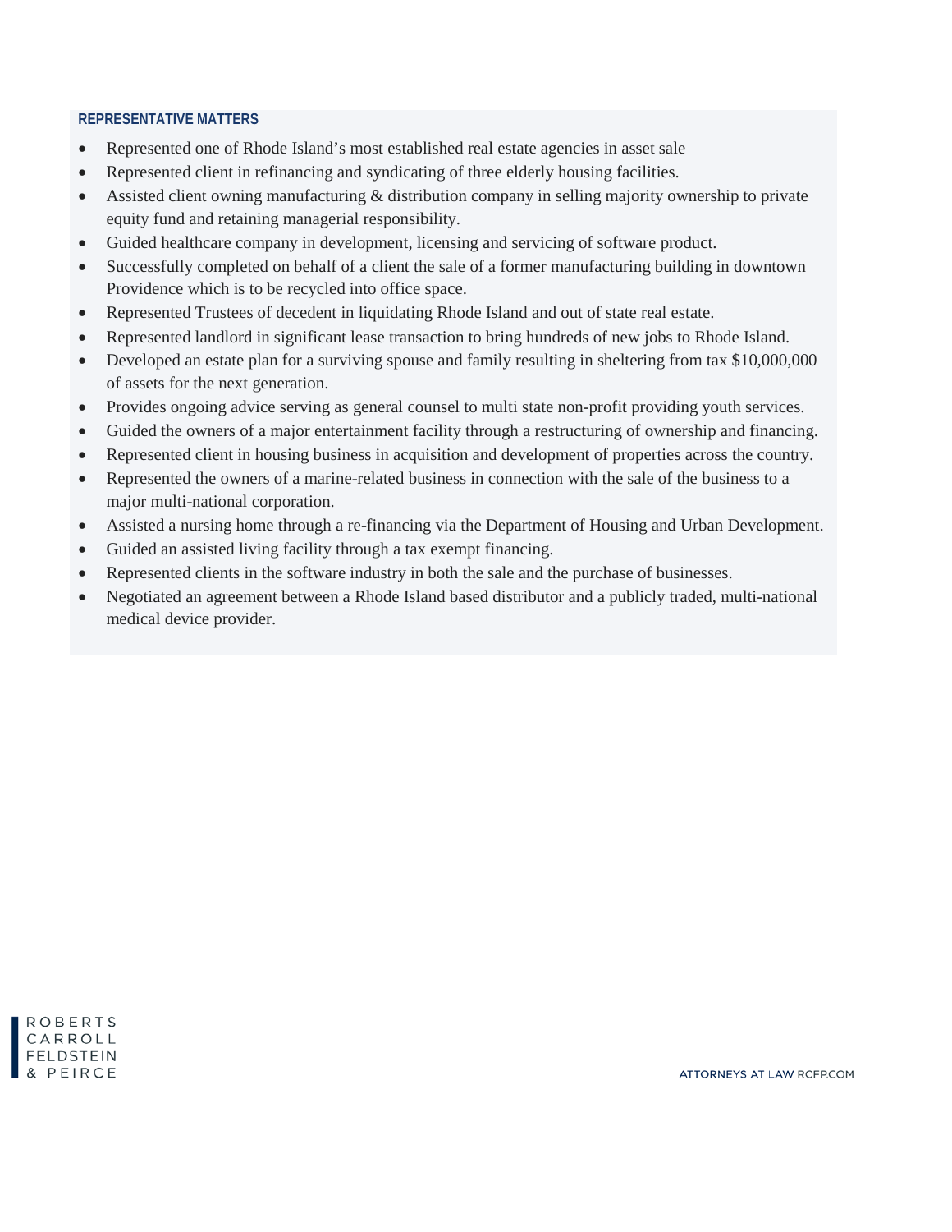### REPRESENTATIVE MATTERS

- Represented one of Rhode Island's most established real estate agencies in asset sale
- Represented client in refinancing and syndicating of three elderly housing facilities.
- Assisted client owning manufacturing & distribution company in selling majority ownership to private equity fund and retaining managerial responsibility.
- Guided healthcare company in development, licensing and servicing of software product.
- Successfully completed on behalf of a client the sale of a former manufacturing building in downtown Providence which is to be recycled into office space.
- Represented Trustees of decedent in liquidating Rhode Island and out of state real estate.
- Represented landlord in significant lease transaction to bring hundreds of new jobs to Rhode Island.
- Developed an estate plan for a surviving spouse and family resulting in sheltering from tax $10,000,000 of assets for the next generation.
- Provides ongoing advice serving as general counsel to multi state non-profit providing youth services.
- Guided the owners of a major entertainment facility through a restructuring of ownership and financing.
- Represented client in housing business in acquisition and development of properties across the country.
- Represented the owners of a marine-related business in connection with the sale of the business to a major multi-national corporation.
- Assisted a nursing home through a re-financing via the Department of Housing and Urban Development.
- Guided an assisted living facility through a tax exempt financing.
- Represented clients in the software industry in both the sale and the purchase of businesses.
- Negotiated an agreement between a Rhode Island based distributor and a publicly traded, multi-national medical device provider.